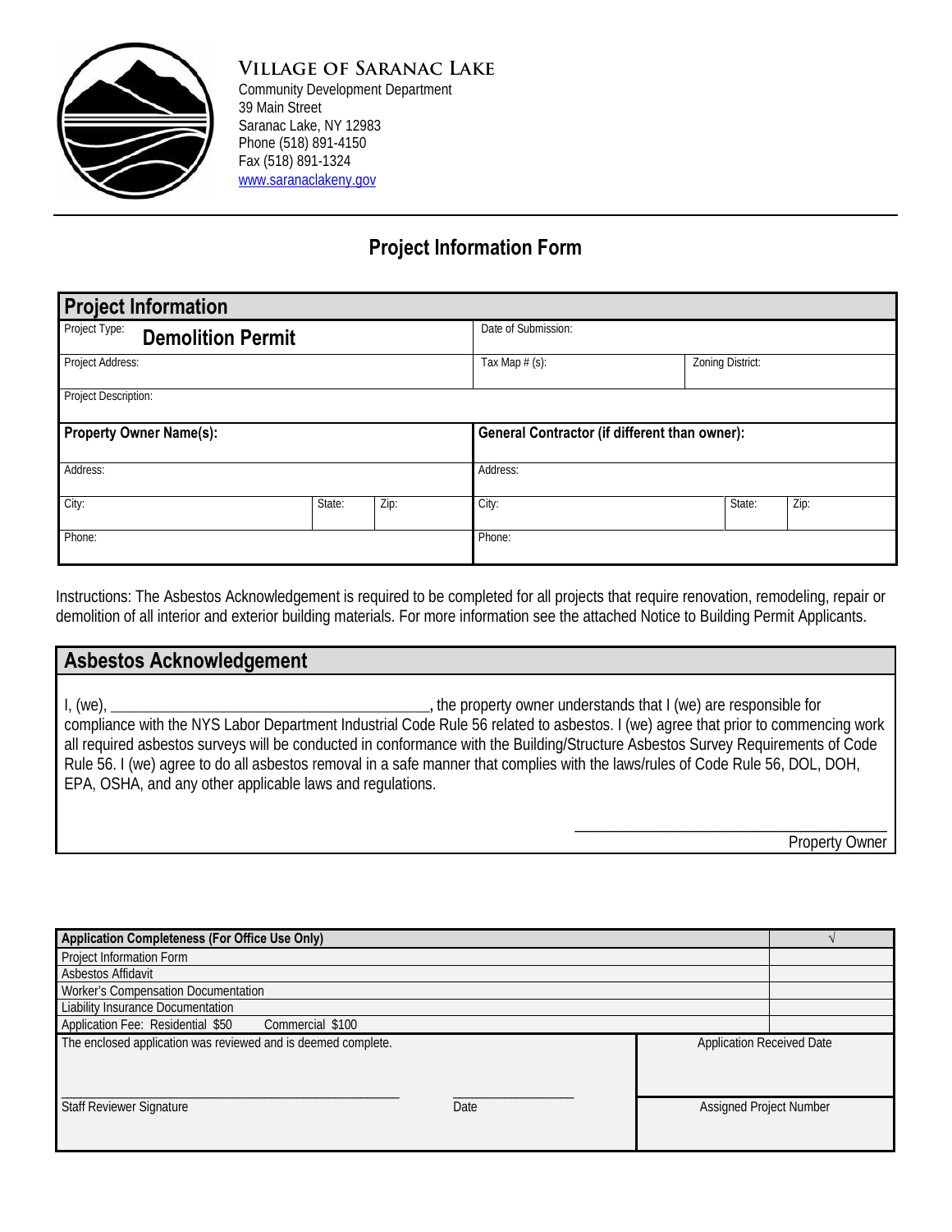**Village of Saranac Lake**
Community Development Department
39 Main Street
Saranac Lake, NY 12983
Phone (518) 891-4150
Fax (518) 891-1324
www.saranaclakeny.gov

# Project Information Form

| **Project Information** | | | | | |
|---|---|---|---|---|---|
| Project Type: **Demolition Permit** | | | Date of Submission: | | |
| Project Address: | | | Tax Map # (s): | Zoning District: | |
| Project Description: | | | | | |
| **Property Owner Name(s):** | | | **General Contractor (if different than owner):** | | |
| Address: | | | Address: | | |
| City: | State: | Zip: | City: | State: | Zip: |
| Phone: | | | Phone: | | |

Instructions: The Asbestos Acknowledgement is required to be completed for all projects that require renovation, remodeling, repair or demolition of all interior and exterior building materials. For more information see the attached Notice to Building Permit Applicants.

## Asbestos Acknowledgement

I, (we), ________________________________________, the property owner understands that I (we) are responsible for compliance with the NYS Labor Department Industrial Code Rule 56 related to asbestos. I (we) agree that prior to commencing work all required asbestos surveys will be conducted in conformance with the Building/Structure Asbestos Survey Requirements of Code Rule 56. I (we) agree to do all asbestos removal in a safe manner that complies with the laws/rules of Code Rule 56, DOL, DOH, EPA, OSHA, and any other applicable laws and regulations.

________________________________________
Property Owner

| **Application Completeness (For Office Use Only)** | √ |
|---|---|
| Project Information Form | |
| Asbestos Affidavit | |
| Worker's Compensation Documentation | |
| Liability Insurance Documentation | |
| Application Fee: Residential $50 Commercial $100 | |

| The enclosed application was reviewed and is deemed complete. | | Application Received Date |
|---|---|---|
| ________________________________________ Staff Reviewer Signature | ______________ Date | Assigned Project Number |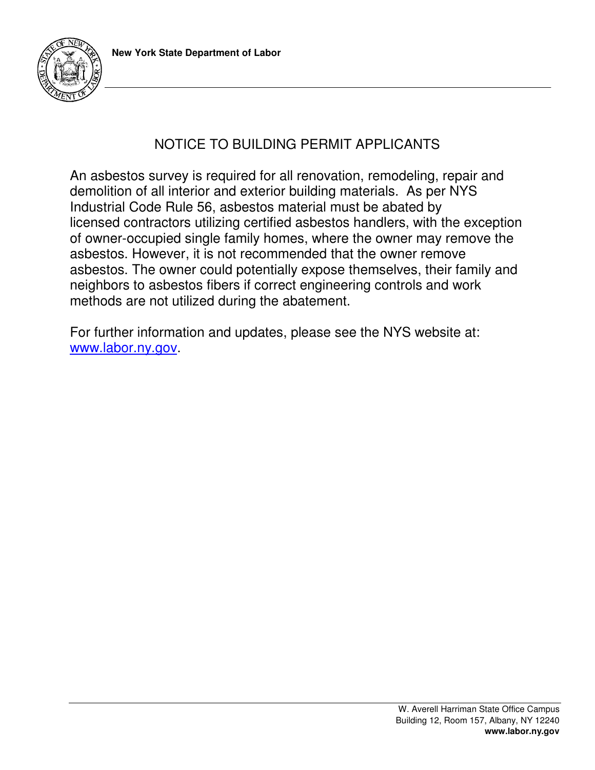**New York State Department of Labor**

# NOTICE TO BUILDING PERMIT APPLICANTS

An asbestos survey is required for all renovation, remodeling, repair and demolition of all interior and exterior building materials. As per NYS Industrial Code Rule 56, asbestos material must be abated by licensed contractors utilizing certified asbestos handlers, with the exception of owner-occupied single family homes, where the owner may remove the asbestos. However, it is not recommended that the owner remove asbestos. The owner could potentially expose themselves, their family and neighbors to asbestos fibers if correct engineering controls and work methods are not utilized during the abatement.

For further information and updates, please see the NYS website at: www.labor.ny.gov.

W. Averell Harriman State Office Campus
Building 12, Room 157, Albany, NY 12240
**www.labor.ny.gov**